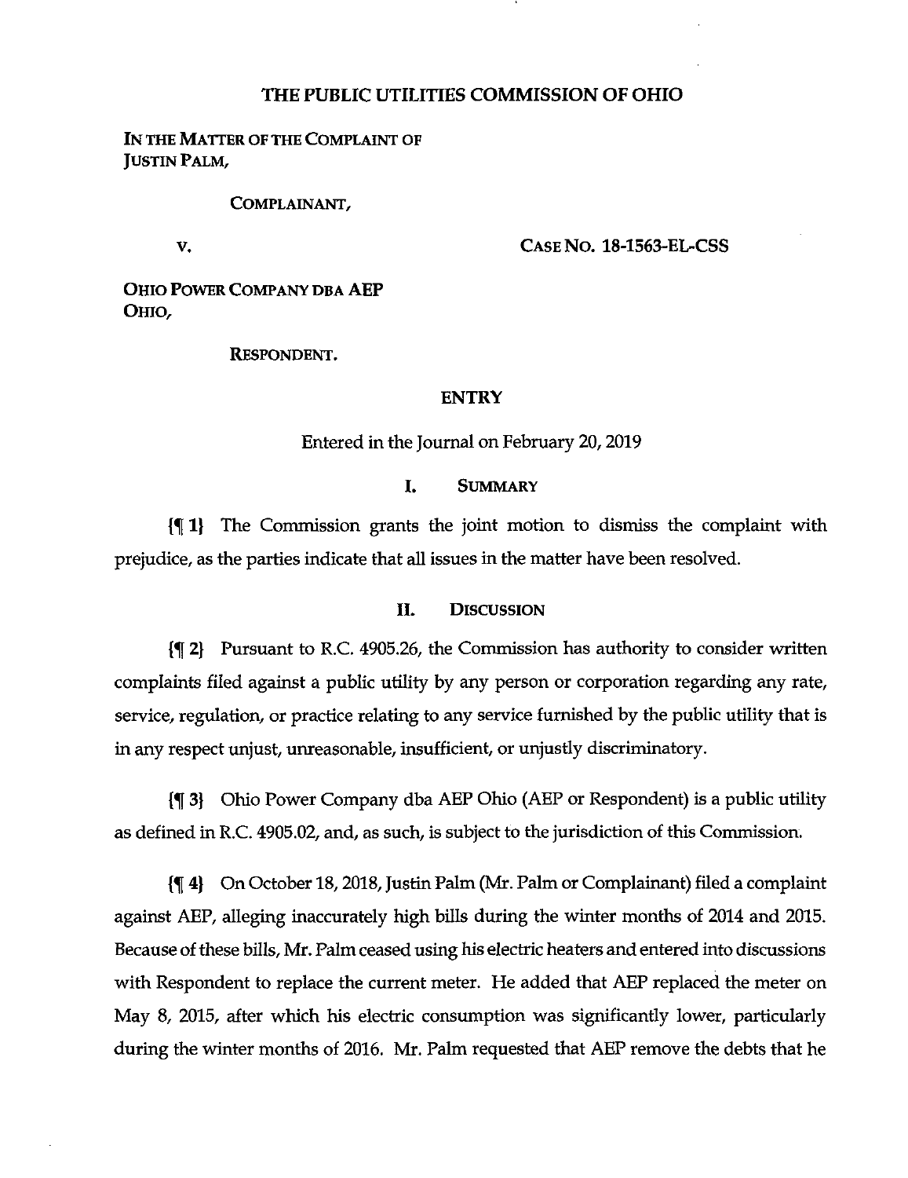# THE PUBLIC UTILITIES COMMISSION OF OHIO

IN THE MATTER OF THE COMPLAINT OF JUSTIN PALM,

COMPLAINANT,

v.

CASE NO. 18-1563-EL-CSS

OHIO POWER COMPANY DBA AEP OHIO,

RESPONDENT.

## ENTRY

Entered in the Journal on February 20, 2019

### I. SUMMARY

{¶ 1} The Commission grants the joint motion to dismiss the complaint with prejudice, as the parties indicate that all issues in the matter have been resolved.

### II. DISCUSSION

{¶ 2} Pursuant to R.C. 4905.26, the Commission has authority to consider written complaints filed against a public utility by any person or corporation regarding any rate, service, regulation, or practice relating to any service furnished by the public utility that is in any respect unjust, unreasonable, insufficient, or unjustly discriminatory.

{¶ 3} Ohio Power Company dba AEP Ohio (AEP or Respondent) is a public utility as defined in R.C. 4905.02, and, as such, is subject to the jurisdiction of this Commission.

{¶ 4} On October 18, 2018, Justin Palm (Mr. Palm or Complainant) filed a complaint against AEP, alleging inaccurately high bills during the winter months of 2014 and 2015. Because of these bills, Mr. Palm ceased using his electric heaters and entered into discussions with Respondent to replace the current meter. He added that AEP replaced the meter on May 8, 2015, after which his electric consumption was significantly lower, particularly during the winter months of 2016. Mr. Palm requested that AEP remove the debts that he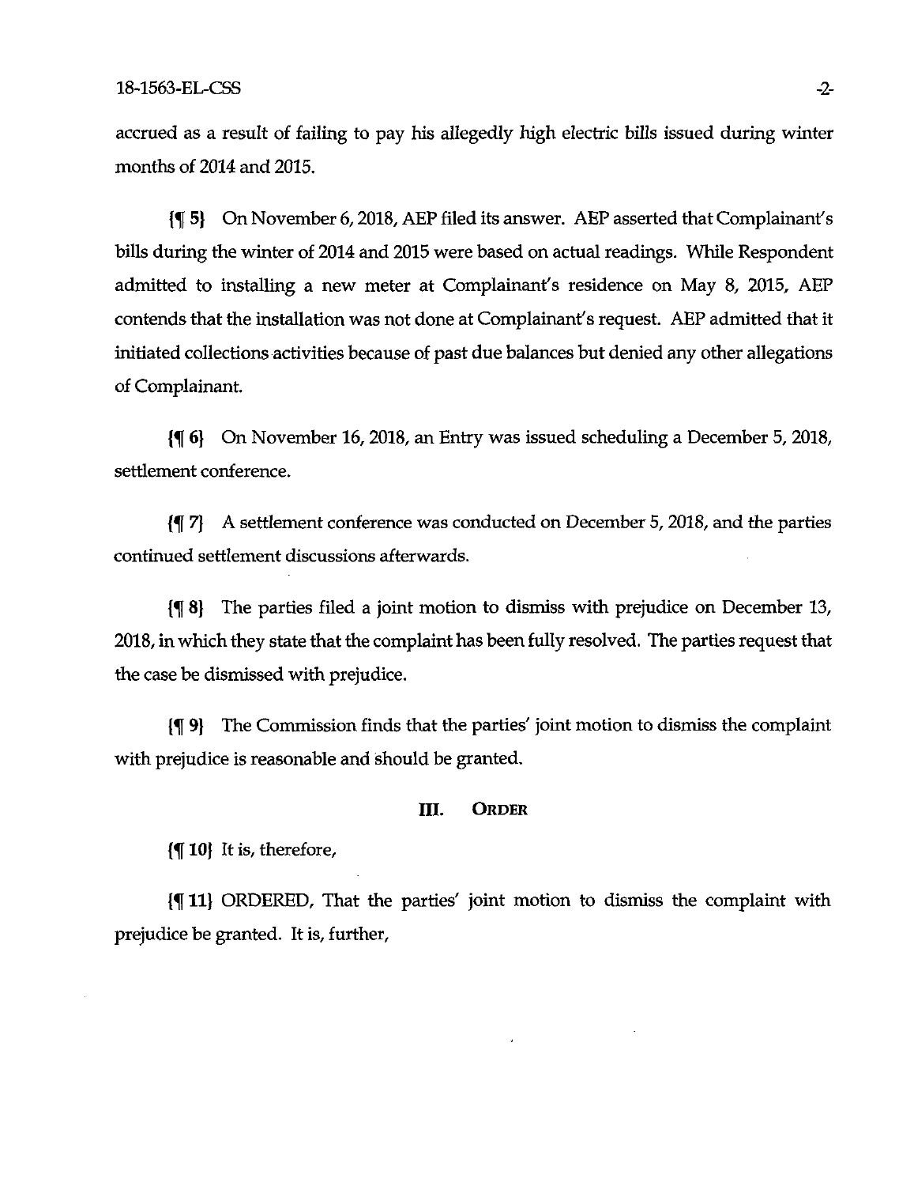accrued as a result of failing to pay his allegedly high electric bills issued during winter months of 2014 and 2015.

{¶ 5} On November 6, 2018, AEP filed its answer. AEP asserted that Complainant's bills during the winter of 2014 and 2015 were based on actual readings. While Respondent admitted to installing a new meter at Complainant's residence on May 8, 2015, AEP contends that the installation was not done at Complainant's request. AEP admitted that it initiated collections activities because of past due balances but denied any other allegations of Complainant.

{¶ 6} On November 16, 2018, an Entry was issued scheduling a December 5, 2018, settlement conference.

{¶ 7} A settlement conference was conducted on December 5, 2018, and the parties continued settlement discussions afterwards.

{¶ 8} The parties filed a joint motion to dismiss with prejudice on December 13, 2018, in which they state that the complaint has been fully resolved. The parties request that the case be dismissed with prejudice.

{¶ 9} The Commission finds that the parties' joint motion to dismiss the complaint with prejudice is reasonable and should be granted.

## III. ORDER

{¶ 10} It is, therefore,

{¶ 11} ORDERED, That the parties' joint motion to dismiss the complaint with prejudice be granted. It is, further,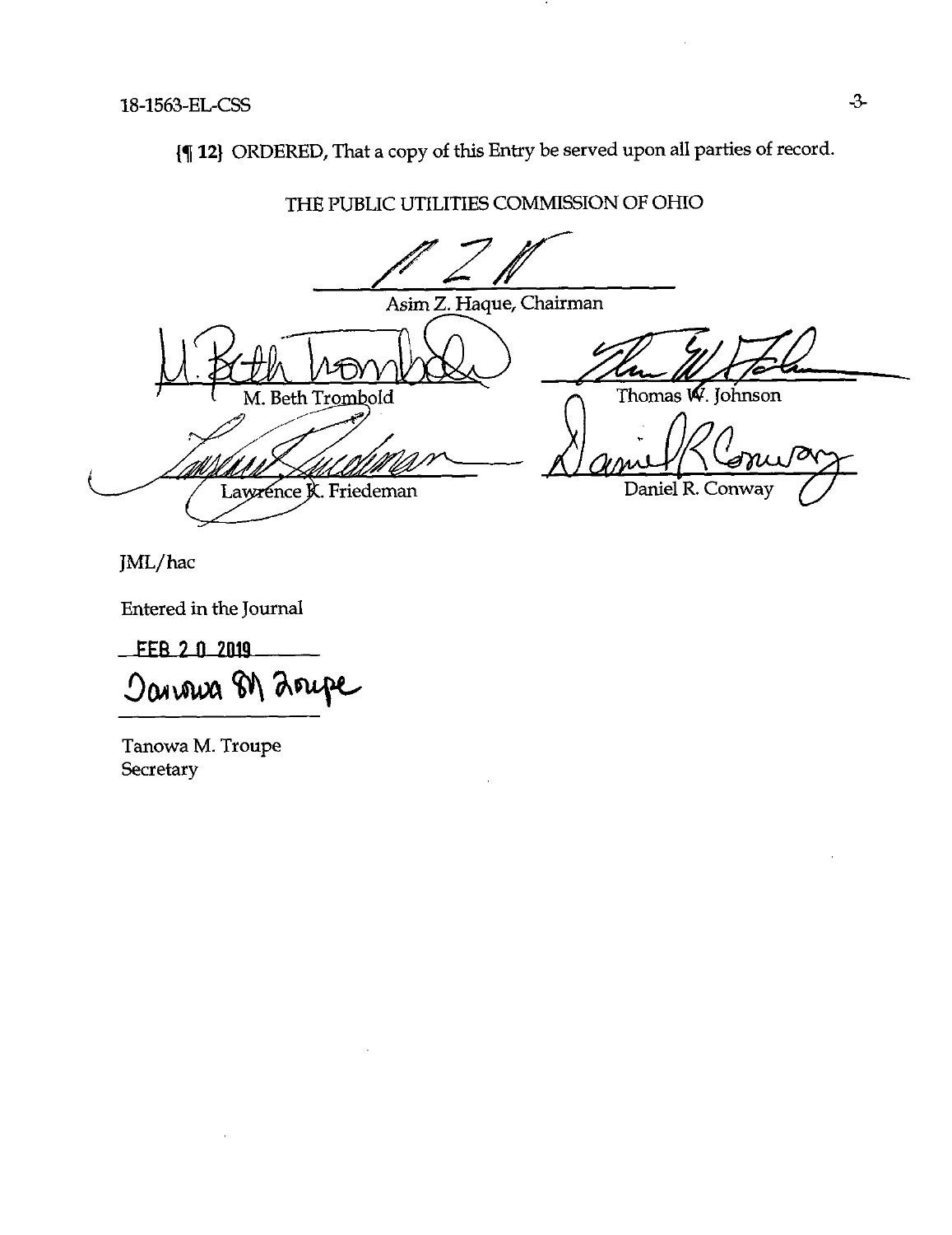{¶ 12} ORDERED, That a copy of this Entry be served upon all parties of record.

THE PUBLIC UTILITIES COMMISSION OF OHIO

Asim Z. Haque, Chairman

M. Beth Trombold

Thomas W. Johnson

Lawrence K. Friedeman

Daniel R. Conway

JML/hac

Entered in the Journal

FEB 2 0 2019

Tanowa M. Troupe
Secretary